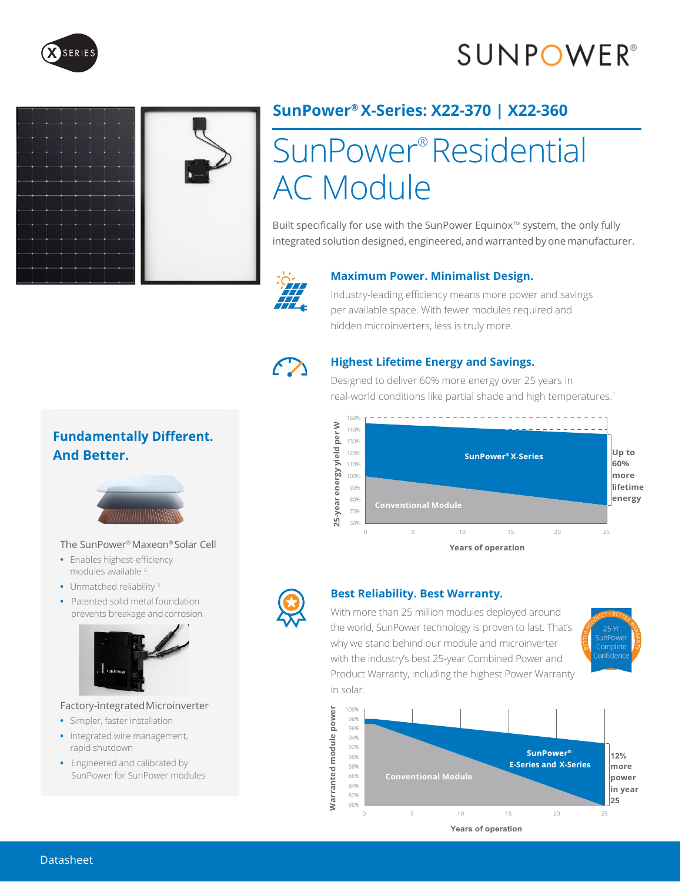# SunPower® X-Series: X22-370 | X22-360

# SunPower® Residential AC Module

Built specifically for use with the SunPower Equinox™ system, the only fully integrated solution designed, engineered, and warranted by one manufacturer.

### Maximum Power. Minimalist Design.

Industry-leading efficiency means more power and savings per available space. With fewer modules required and hidden microinverters, less is truly more.

### Highest Lifetime Energy and Savings.

Designed to deliver 60% more energy over 25 years in real-world conditions like partial shade and high temperatures.[1]

25-year energy yield per W: SunPower® X-Series vs. Conventional Module — Up to 60% more lifetime energy. (Years of operation: 0–25)

### Best Reliability. Best Warranty.

With more than 25 million modules deployed around the world, SunPower technology is proven to last. That's why we stand behind our module and microinverter with the industry's best 25-year Combined Power and Product Warranty, including the highest Power Warranty in solar.

Better Product · Better Warranty — 25-Yr SunPower Complete Confidence

Warranted module power: SunPower® E-Series and X-Series vs. Conventional Module — 12% more power in year 25. (Years of operation: 0–25)

## Fundamentally Different. And Better.

**The SunPower® Maxeon® Solar Cell**

- Enables highest-efficiency modules available [2]
- Unmatched reliability [3]
- Patented solid metal foundation prevents breakage and corrosion

**Factory-integrated Microinverter**

- Simpler, faster installation
- Integrated wire management, rapid shutdown
- Engineered and calibrated by SunPower for SunPower modules

Datasheet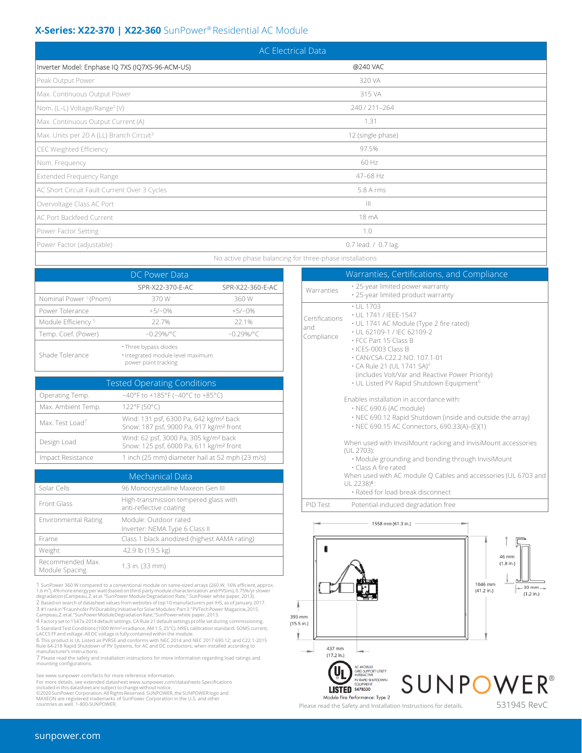# X-Series: X22-370 | X22-360 SunPower® Residential AC Module

| AC Electrical Data | |
|---|---|
| Inverter Model: Enphase IQ 7XS (IQ7XS-96-ACM-US) | @240 VAC |
| Peak Output Power | 320 VA |
| Max. Continuous Output Power | 315 VA |
| Nom. (L–L) Voltage/Range[2] (V) | 240 / 211–264 |
| Max. Continuous Output Current (A) | 1.31 |
| Max. Units per 20 A (LL) Branch Circuit[3] | 12 (single phase) |
| CEC Weighted Efficiency | 97.5% |
| Nom. Frequency | 60 Hz |
| Extended Frequency Range | 47–68 Hz |
| AC Short Circuit Fault Current Over 3 Cycles | 5.8 A rms |
| Overvoltage Class AC Port | III |
| AC Port Backfeed Current | 18 mA |
| Power Factor Setting | 1.0 |
| Power Factor (adjustable) | 0.7 lead. / 0.7 lag. |

No active phase balancing for three-phase installations

| DC Power Data | SPR-X22-370-E-AC | SPR-X22-360-E-AC |
|---|---|---|
| Nominal Power [5] (Pnom) | 370 W | 360 W |
| Power Tolerance | +5/−0% | +5/−0% |
| Module Efficiency [5] | 22.7% | 22.1% |
| Temp. Coef. (Power) | −0.29%/°C | −0.29%/°C |
| Shade Tolerance | • Three bypass diodes<br>• Integrated module-level maximum power point tracking | |

| Tested Operating Conditions | |
|---|---|
| Operating Temp. | −40°F to +185°F (−40°C to +85°C) |
| Max. Ambient Temp. | 122°F (50°C) |
| Max. Test Load[7] | Wind: 131 psf, 6300 Pa, 642 kg/m² back<br>Snow: 187 psf, 9000 Pa, 917 kg/m² front |
| Design Load | Wind: 62 psf, 3000 Pa, 305 kg/m² back<br>Snow: 125 psf, 6000 Pa, 611 kg/m² front |
| Impact Resistance | 1 inch (25 mm) diameter hail at 52 mph (23 m/s) |

| Mechanical Data | |
|---|---|
| Solar Cells | 96 Monocrystalline Maxeon Gen III |
| Front Glass | High-transmission tempered glass with anti-reflective coating |
| Environmental Rating | Module: Outdoor rated<br>Inverter: NEMA Type 6 Class II |
| Frame | Class 1 black anodized (highest AAMA rating) |
| Weight | 42.9 lb (19.5 kg) |
| Recommended Max. Module Spacing | 1.3 in. (33 mm) |

1 SunPower 360 W compared to a conventional module on same-sized arrays (260 W, 16% efficient, approx. 1.6 m²), 4% more energy per watt (based on third-party module characterization and PVSim), 0.75%/yr slower degradation (Campeau, Z. et al. "SunPower Module Degradation Rate," SunPower white paper, 2013).
2 Based on search of datasheet values from websites of top 10 manufacturers per IHS, as of January 2017.
3 #1 rank in "Fraunhofer PV Durability Initiative for Solar Modules: Part 3." PVTech Power Magazine, 2015. Campeau, Z. et al. "SunPower Module Degradation Rate," SunPower white paper, 2013.
4 Factory set to 1547a-2014 default settings. CA Rule 21 default settings profile set during commissioning.
5 Standard Test Conditions (1000 W/m² irradiance, AM 1.5, 25°C). NREL calibration standard: SOMS current, LACCS FF and voltage. All DC voltage is fully contained within the module.
6 This product is UL Listed as PVRSE and conforms with NEC 2014 and NEC 2017 690.12; and C22.1-2015 Rule 64-218 Rapid Shutdown of PV Systems, for AC and DC conductors; when installed according to manufacturer's instructions.
7 Please read the safety and installation instructions for more information regarding load ratings and mounting configurations.

See www.sunpower.com/facts for more reference information.
For more details, see extended datasheet www.sunpower.com/datasheets Specifications included in this datasheet are subject to change without notice.
©2020 SunPower Corporation. All Rights Reserved. SUNPOWER, the SUNPOWER logo and MAXEON are registered trademarks of SunPower Corporation in the U.S. and other countries as well. 1-800-SUNPOWER.

| Warranties, Certifications, and Compliance | |
|---|---|
| Warranties | • 25-year limited power warranty<br>• 25-year limited product warranty |
| Certifications and Compliance | • UL 1703<br>• UL 1741 / IEEE-1547<br>• UL 1741 AC Module (Type 2 fire rated)<br>• UL 62109-1 / IEC 62109-2<br>• FCC Part 15 Class B<br>• ICES-0003 Class B<br>• CAN/CSA-C22.2 NO. 107.1-01<br>• CA Rule 21 (UL 1741 SA)[4] (includes Volt/Var and Reactive Power Priority)<br>• UL Listed PV Rapid Shutdown Equipment[6]<br><br>Enables installation in accordance with:<br>• NEC 690.6 (AC module)<br>• NEC 690.12 Rapid Shutdown (inside and outside the array)<br>• NEC 690.15 AC Connectors, 690.33(A)–(E)(1)<br><br>When used with InvisiMount racking and InvisiMount accessories (UL 2703):<br>• Module grounding and bonding through InvisiMount<br>• Class A fire rated<br>When used with AC module Q Cables and accessories (UL 6703 and UL 2238)[6]:<br>• Rated for load break disconnect |
| PID Test | Potential-induced degradation free |

1558 mm (61.3 in.)
46 mm (1.8 in.)
1046 mm (41.2 in.)
30 mm (1.2 in.)
393 mm (15.5 in.)
437 mm (17.2 in.)

UL LISTED E478330
AC MODULE
GRID SUPPORT UTILITY INTERACTIVE
PV RAPID SHUTDOWN EQUIPMENT
Module Fire Performance: Type 2

SUNPOWER®

Please read the Safety and Installation Instructions for details.

531945 RevC

sunpower.com